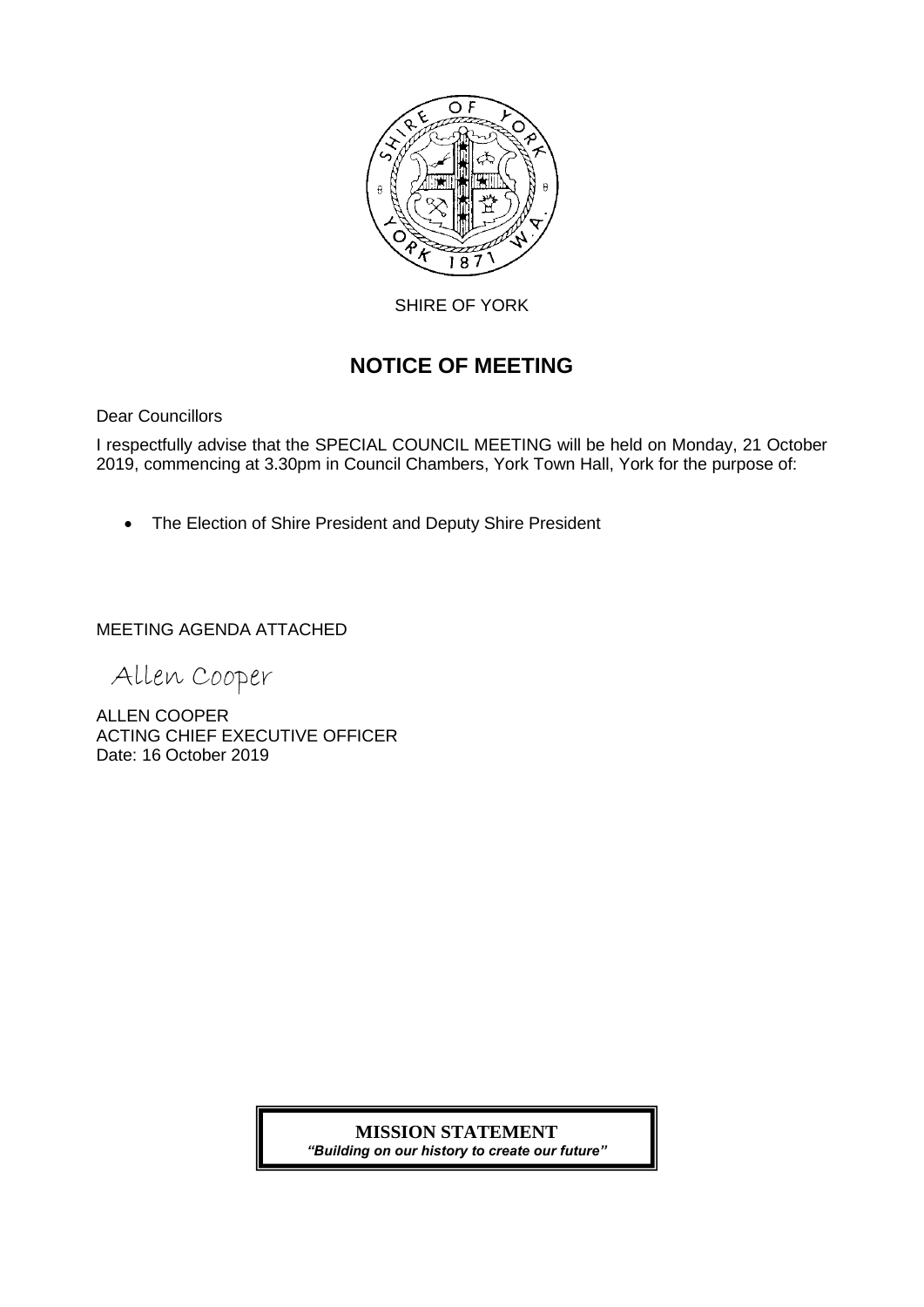SHIRE OF YORK

# NOTICE OF MEETING

Dear Councillors

I respectfully advise that the SPECIAL COUNCIL MEETING will be held on Monday, 21 October 2019, commencing at 3.30pm in Council Chambers, York Town Hall, York for the purpose of:

- The Election of Shire President and Deputy Shire President

MEETING AGENDA ATTACHED

Allen Cooper

ALLEN COOPER
ACTING CHIEF EXECUTIVE OFFICER
Date: 16 October 2019

**MISSION STATEMENT**
***"Building on our history to create our future"***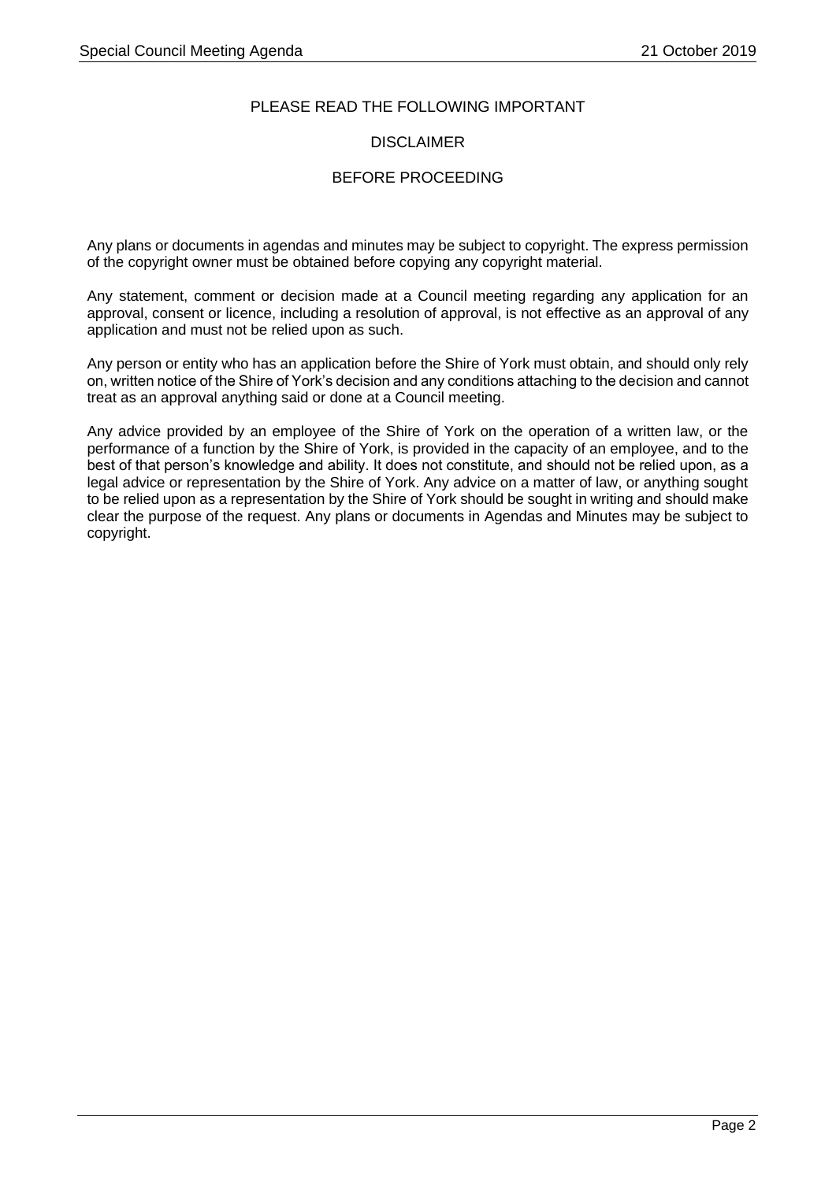PLEASE READ THE FOLLOWING IMPORTANT

DISCLAIMER

BEFORE PROCEEDING

Any plans or documents in agendas and minutes may be subject to copyright. The express permission of the copyright owner must be obtained before copying any copyright material.

Any statement, comment or decision made at a Council meeting regarding any application for an approval, consent or licence, including a resolution of approval, is not effective as an approval of any application and must not be relied upon as such.

Any person or entity who has an application before the Shire of York must obtain, and should only rely on, written notice of the Shire of York's decision and any conditions attaching to the decision and cannot treat as an approval anything said or done at a Council meeting.

Any advice provided by an employee of the Shire of York on the operation of a written law, or the performance of a function by the Shire of York, is provided in the capacity of an employee, and to the best of that person's knowledge and ability. It does not constitute, and should not be relied upon, as a legal advice or representation by the Shire of York. Any advice on a matter of law, or anything sought to be relied upon as a representation by the Shire of York should be sought in writing and should make clear the purpose of the request. Any plans or documents in Agendas and Minutes may be subject to copyright.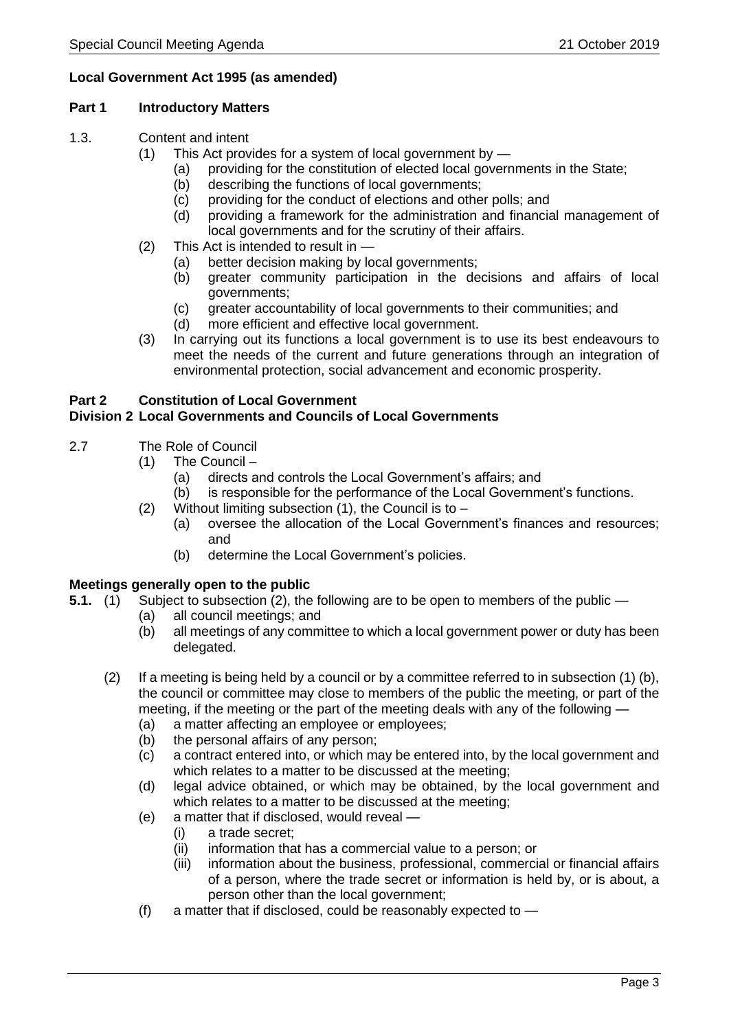**Local Government Act 1995 (as amended)**

**Part 1 Introductory Matters**

1.3. Content and intent

(1) This Act provides for a system of local government by —

(a) providing for the constitution of elected local governments in the State;

(b) describing the functions of local governments;

(c) providing for the conduct of elections and other polls; and

(d) providing a framework for the administration and financial management of local governments and for the scrutiny of their affairs.

(2) This Act is intended to result in —

(a) better decision making by local governments;

(b) greater community participation in the decisions and affairs of local governments;

(c) greater accountability of local governments to their communities; and

(d) more efficient and effective local government.

(3) In carrying out its functions a local government is to use its best endeavours to meet the needs of the current and future generations through an integration of environmental protection, social advancement and economic prosperity.

**Part 2 Constitution of Local Government**
**Division 2 Local Governments and Councils of Local Governments**

2.7 The Role of Council

(1) The Council –

(a) directs and controls the Local Government's affairs; and

(b) is responsible for the performance of the Local Government's functions.

(2) Without limiting subsection (1), the Council is to –

(a) oversee the allocation of the Local Government's finances and resources; and

(b) determine the Local Government's policies.

**Meetings generally open to the public**

**5.1.** (1) Subject to subsection (2), the following are to be open to members of the public —

(a) all council meetings; and

(b) all meetings of any committee to which a local government power or duty has been delegated.

(2) If a meeting is being held by a council or by a committee referred to in subsection (1) (b), the council or committee may close to members of the public the meeting, or part of the meeting, if the meeting or the part of the meeting deals with any of the following —

(a) a matter affecting an employee or employees;

(b) the personal affairs of any person;

(c) a contract entered into, or which may be entered into, by the local government and which relates to a matter to be discussed at the meeting;

(d) legal advice obtained, or which may be obtained, by the local government and which relates to a matter to be discussed at the meeting;

(e) a matter that if disclosed, would reveal —

(i) a trade secret;

(ii) information that has a commercial value to a person; or

(iii) information about the business, professional, commercial or financial affairs of a person, where the trade secret or information is held by, or is about, a person other than the local government;

(f) a matter that if disclosed, could be reasonably expected to —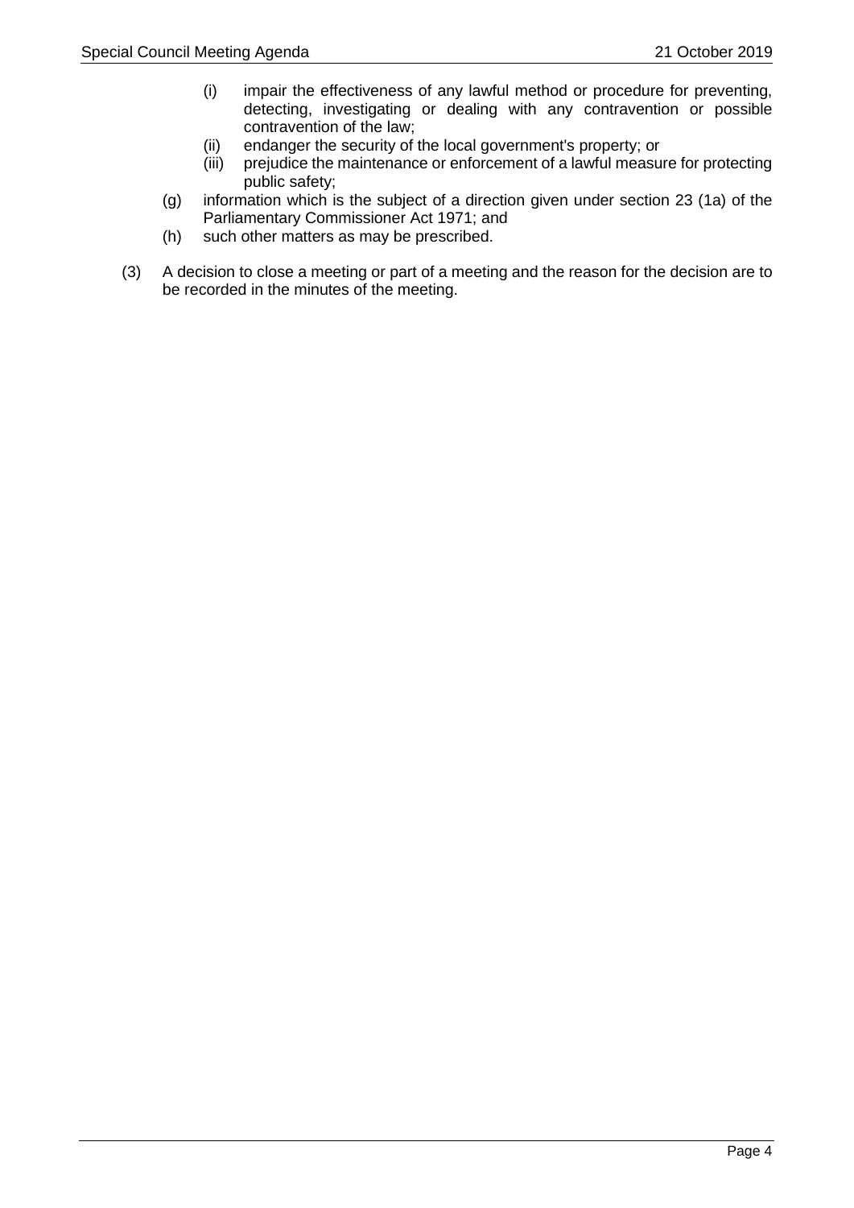- (i) impair the effectiveness of any lawful method or procedure for preventing, detecting, investigating or dealing with any contravention or possible contravention of the law;
   - (ii) endanger the security of the local government's property; or
   - (iii) prejudice the maintenance or enforcement of a lawful measure for protecting public safety;
- (g) information which is the subject of a direction given under section 23 (1a) of the Parliamentary Commissioner Act 1971; and
- (h) such other matters as may be prescribed.

(3) A decision to close a meeting or part of a meeting and the reason for the decision are to be recorded in the minutes of the meeting.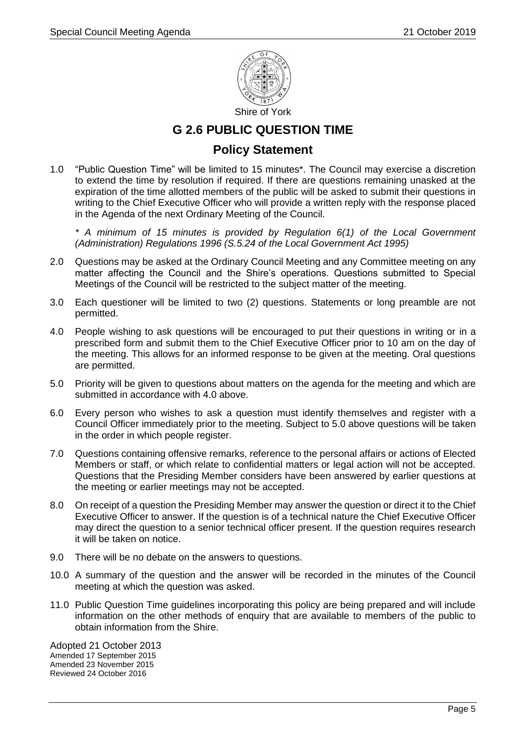Shire of York

# G 2.6 PUBLIC QUESTION TIME

## Policy Statement

1.0 "Public Question Time" will be limited to 15 minutes*. The Council may exercise a discretion to extend the time by resolution if required. If there are questions remaining unasked at the expiration of the time allotted members of the public will be asked to submit their questions in writing to the Chief Executive Officer who will provide a written reply with the response placed in the Agenda of the next Ordinary Meeting of the Council.

*\* A minimum of 15 minutes is provided by Regulation 6(1) of the Local Government (Administration) Regulations 1996 (S.5.24 of the Local Government Act 1995)*

2.0 Questions may be asked at the Ordinary Council Meeting and any Committee meeting on any matter affecting the Council and the Shire's operations. Questions submitted to Special Meetings of the Council will be restricted to the subject matter of the meeting.

3.0 Each questioner will be limited to two (2) questions. Statements or long preamble are not permitted.

4.0 People wishing to ask questions will be encouraged to put their questions in writing or in a prescribed form and submit them to the Chief Executive Officer prior to 10 am on the day of the meeting. This allows for an informed response to be given at the meeting. Oral questions are permitted.

5.0 Priority will be given to questions about matters on the agenda for the meeting and which are submitted in accordance with 4.0 above.

6.0 Every person who wishes to ask a question must identify themselves and register with a Council Officer immediately prior to the meeting. Subject to 5.0 above questions will be taken in the order in which people register.

7.0 Questions containing offensive remarks, reference to the personal affairs or actions of Elected Members or staff, or which relate to confidential matters or legal action will not be accepted. Questions that the Presiding Member considers have been answered by earlier questions at the meeting or earlier meetings may not be accepted.

8.0 On receipt of a question the Presiding Member may answer the question or direct it to the Chief Executive Officer to answer. If the question is of a technical nature the Chief Executive Officer may direct the question to a senior technical officer present. If the question requires research it will be taken on notice.

9.0 There will be no debate on the answers to questions.

10.0 A summary of the question and the answer will be recorded in the minutes of the Council meeting at which the question was asked.

11.0 Public Question Time guidelines incorporating this policy are being prepared and will include information on the other methods of enquiry that are available to members of the public to obtain information from the Shire.

Adopted 21 October 2013
Amended 17 September 2015
Amended 23 November 2015
Reviewed 24 October 2016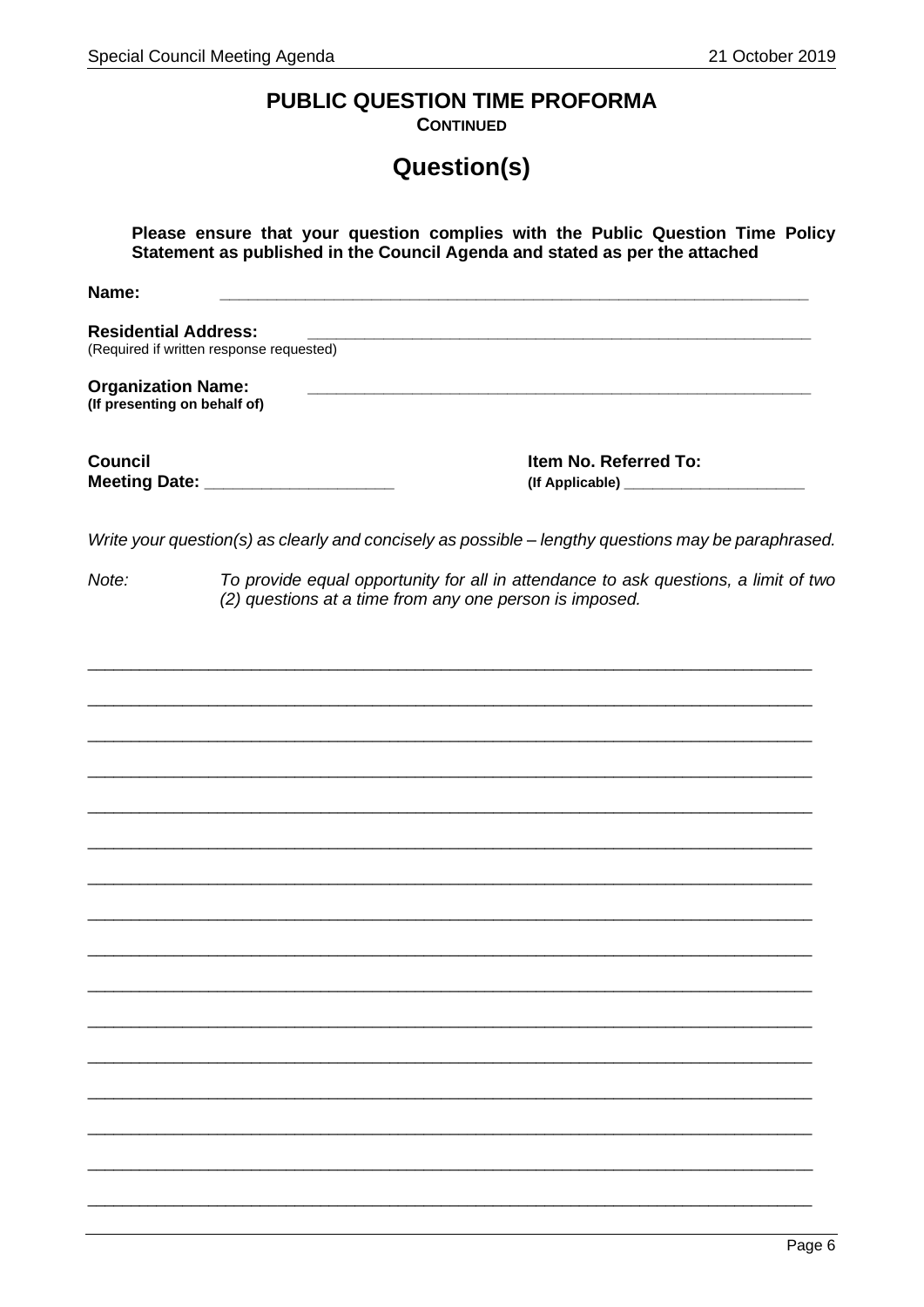# PUBLIC QUESTION TIME PROFORMA

**CONTINUED**

## Question(s)

**Please ensure that your question complies with the Public Question Time Policy Statement as published in the Council Agenda and stated as per the attached**

**Name:** ____________________________________________________________

**Residential Address:** ____________________________________________________________
(Required if written response requested)

**Organization Name:** ____________________________________________________________
**(If presenting on behalf of)**

**Council Meeting Date:** ____________________

**Item No. Referred To:**
**(If Applicable)** ____________________

*Write your question(s) as clearly and concisely as possible – lengthy questions may be paraphrased.*

*Note:* *To provide equal opportunity for all in attendance to ask questions, a limit of two (2) questions at a time from any one person is imposed.*

______________________________________________________________________________

______________________________________________________________________________

______________________________________________________________________________

______________________________________________________________________________

______________________________________________________________________________

______________________________________________________________________________

______________________________________________________________________________

______________________________________________________________________________

______________________________________________________________________________

______________________________________________________________________________

______________________________________________________________________________

______________________________________________________________________________

______________________________________________________________________________

______________________________________________________________________________

______________________________________________________________________________

______________________________________________________________________________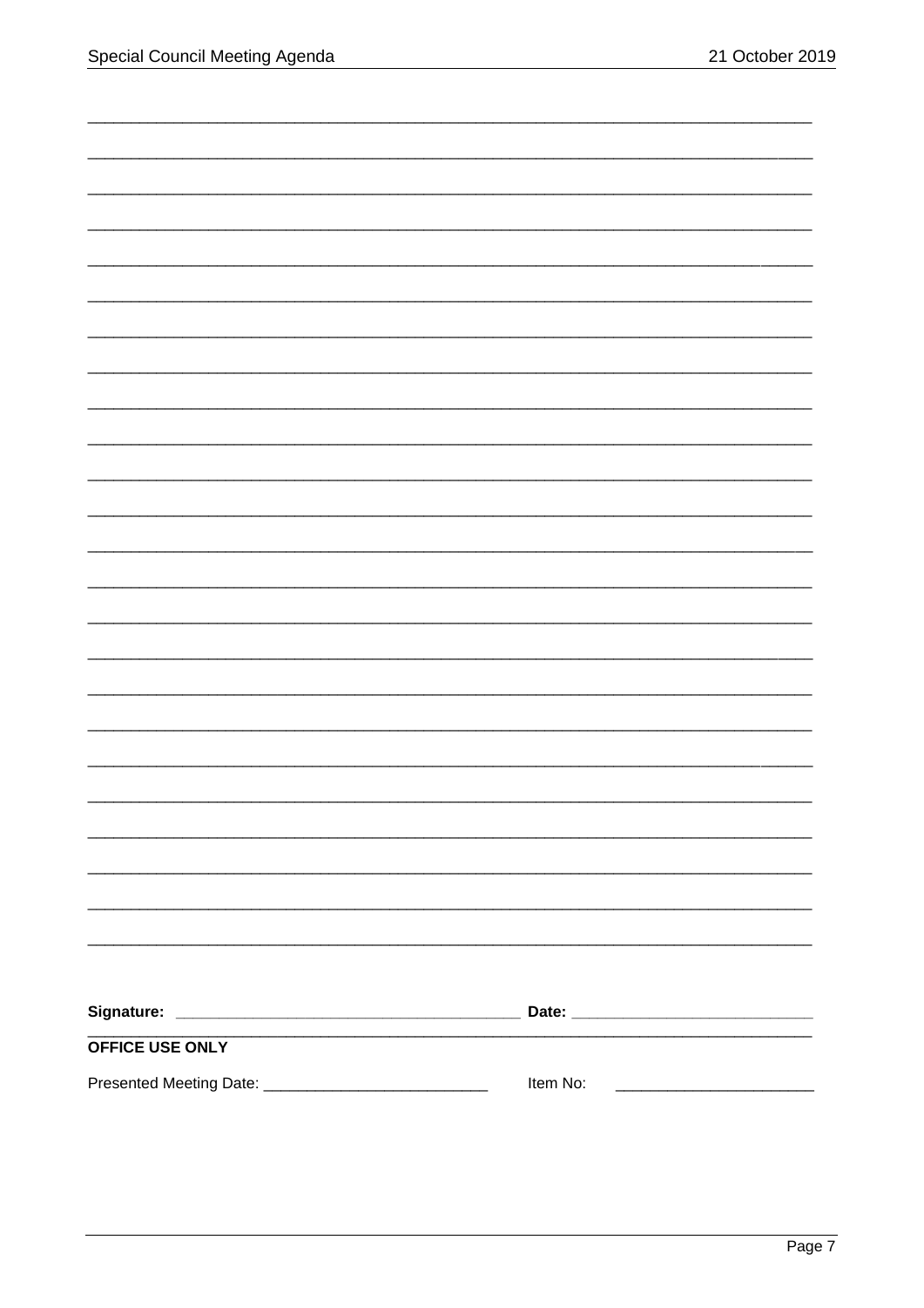\_\_\_\_\_\_\_\_\_\_\_\_\_\_\_\_\_\_\_\_\_\_\_\_\_\_\_\_\_\_\_\_\_\_\_\_\_\_\_\_\_\_\_\_\_\_\_\_\_\_\_\_\_\_\_\_\_\_\_\_\_\_\_\_\_\_\_\_\_\_\_\_\_\_\_\_\_\_

\_\_\_\_\_\_\_\_\_\_\_\_\_\_\_\_\_\_\_\_\_\_\_\_\_\_\_\_\_\_\_\_\_\_\_\_\_\_\_\_\_\_\_\_\_\_\_\_\_\_\_\_\_\_\_\_\_\_\_\_\_\_\_\_\_\_\_\_\_\_\_\_\_\_\_\_\_\_

\_\_\_\_\_\_\_\_\_\_\_\_\_\_\_\_\_\_\_\_\_\_\_\_\_\_\_\_\_\_\_\_\_\_\_\_\_\_\_\_\_\_\_\_\_\_\_\_\_\_\_\_\_\_\_\_\_\_\_\_\_\_\_\_\_\_\_\_\_\_\_\_\_\_\_\_\_\_

\_\_\_\_\_\_\_\_\_\_\_\_\_\_\_\_\_\_\_\_\_\_\_\_\_\_\_\_\_\_\_\_\_\_\_\_\_\_\_\_\_\_\_\_\_\_\_\_\_\_\_\_\_\_\_\_\_\_\_\_\_\_\_\_\_\_\_\_\_\_\_\_\_\_\_\_\_\_

\_\_\_\_\_\_\_\_\_\_\_\_\_\_\_\_\_\_\_\_\_\_\_\_\_\_\_\_\_\_\_\_\_\_\_\_\_\_\_\_\_\_\_\_\_\_\_\_\_\_\_\_\_\_\_\_\_\_\_\_\_\_\_\_\_\_\_\_\_\_\_\_\_\_\_\_\_\_

\_\_\_\_\_\_\_\_\_\_\_\_\_\_\_\_\_\_\_\_\_\_\_\_\_\_\_\_\_\_\_\_\_\_\_\_\_\_\_\_\_\_\_\_\_\_\_\_\_\_\_\_\_\_\_\_\_\_\_\_\_\_\_\_\_\_\_\_\_\_\_\_\_\_\_\_\_\_

\_\_\_\_\_\_\_\_\_\_\_\_\_\_\_\_\_\_\_\_\_\_\_\_\_\_\_\_\_\_\_\_\_\_\_\_\_\_\_\_\_\_\_\_\_\_\_\_\_\_\_\_\_\_\_\_\_\_\_\_\_\_\_\_\_\_\_\_\_\_\_\_\_\_\_\_\_\_

\_\_\_\_\_\_\_\_\_\_\_\_\_\_\_\_\_\_\_\_\_\_\_\_\_\_\_\_\_\_\_\_\_\_\_\_\_\_\_\_\_\_\_\_\_\_\_\_\_\_\_\_\_\_\_\_\_\_\_\_\_\_\_\_\_\_\_\_\_\_\_\_\_\_\_\_\_\_

\_\_\_\_\_\_\_\_\_\_\_\_\_\_\_\_\_\_\_\_\_\_\_\_\_\_\_\_\_\_\_\_\_\_\_\_\_\_\_\_\_\_\_\_\_\_\_\_\_\_\_\_\_\_\_\_\_\_\_\_\_\_\_\_\_\_\_\_\_\_\_\_\_\_\_\_\_\_

\_\_\_\_\_\_\_\_\_\_\_\_\_\_\_\_\_\_\_\_\_\_\_\_\_\_\_\_\_\_\_\_\_\_\_\_\_\_\_\_\_\_\_\_\_\_\_\_\_\_\_\_\_\_\_\_\_\_\_\_\_\_\_\_\_\_\_\_\_\_\_\_\_\_\_\_\_\_

\_\_\_\_\_\_\_\_\_\_\_\_\_\_\_\_\_\_\_\_\_\_\_\_\_\_\_\_\_\_\_\_\_\_\_\_\_\_\_\_\_\_\_\_\_\_\_\_\_\_\_\_\_\_\_\_\_\_\_\_\_\_\_\_\_\_\_\_\_\_\_\_\_\_\_\_\_\_

\_\_\_\_\_\_\_\_\_\_\_\_\_\_\_\_\_\_\_\_\_\_\_\_\_\_\_\_\_\_\_\_\_\_\_\_\_\_\_\_\_\_\_\_\_\_\_\_\_\_\_\_\_\_\_\_\_\_\_\_\_\_\_\_\_\_\_\_\_\_\_\_\_\_\_\_\_\_

\_\_\_\_\_\_\_\_\_\_\_\_\_\_\_\_\_\_\_\_\_\_\_\_\_\_\_\_\_\_\_\_\_\_\_\_\_\_\_\_\_\_\_\_\_\_\_\_\_\_\_\_\_\_\_\_\_\_\_\_\_\_\_\_\_\_\_\_\_\_\_\_\_\_\_\_\_\_

\_\_\_\_\_\_\_\_\_\_\_\_\_\_\_\_\_\_\_\_\_\_\_\_\_\_\_\_\_\_\_\_\_\_\_\_\_\_\_\_\_\_\_\_\_\_\_\_\_\_\_\_\_\_\_\_\_\_\_\_\_\_\_\_\_\_\_\_\_\_\_\_\_\_\_\_\_\_

\_\_\_\_\_\_\_\_\_\_\_\_\_\_\_\_\_\_\_\_\_\_\_\_\_\_\_\_\_\_\_\_\_\_\_\_\_\_\_\_\_\_\_\_\_\_\_\_\_\_\_\_\_\_\_\_\_\_\_\_\_\_\_\_\_\_\_\_\_\_\_\_\_\_\_\_\_\_

\_\_\_\_\_\_\_\_\_\_\_\_\_\_\_\_\_\_\_\_\_\_\_\_\_\_\_\_\_\_\_\_\_\_\_\_\_\_\_\_\_\_\_\_\_\_\_\_\_\_\_\_\_\_\_\_\_\_\_\_\_\_\_\_\_\_\_\_\_\_\_\_\_\_\_\_\_\_

\_\_\_\_\_\_\_\_\_\_\_\_\_\_\_\_\_\_\_\_\_\_\_\_\_\_\_\_\_\_\_\_\_\_\_\_\_\_\_\_\_\_\_\_\_\_\_\_\_\_\_\_\_\_\_\_\_\_\_\_\_\_\_\_\_\_\_\_\_\_\_\_\_\_\_\_\_\_

\_\_\_\_\_\_\_\_\_\_\_\_\_\_\_\_\_\_\_\_\_\_\_\_\_\_\_\_\_\_\_\_\_\_\_\_\_\_\_\_\_\_\_\_\_\_\_\_\_\_\_\_\_\_\_\_\_\_\_\_\_\_\_\_\_\_\_\_\_\_\_\_\_\_\_\_\_\_

\_\_\_\_\_\_\_\_\_\_\_\_\_\_\_\_\_\_\_\_\_\_\_\_\_\_\_\_\_\_\_\_\_\_\_\_\_\_\_\_\_\_\_\_\_\_\_\_\_\_\_\_\_\_\_\_\_\_\_\_\_\_\_\_\_\_\_\_\_\_\_\_\_\_\_\_\_\_

\_\_\_\_\_\_\_\_\_\_\_\_\_\_\_\_\_\_\_\_\_\_\_\_\_\_\_\_\_\_\_\_\_\_\_\_\_\_\_\_\_\_\_\_\_\_\_\_\_\_\_\_\_\_\_\_\_\_\_\_\_\_\_\_\_\_\_\_\_\_\_\_\_\_\_\_\_\_

\_\_\_\_\_\_\_\_\_\_\_\_\_\_\_\_\_\_\_\_\_\_\_\_\_\_\_\_\_\_\_\_\_\_\_\_\_\_\_\_\_\_\_\_\_\_\_\_\_\_\_\_\_\_\_\_\_\_\_\_\_\_\_\_\_\_\_\_\_\_\_\_\_\_\_\_\_\_

\_\_\_\_\_\_\_\_\_\_\_\_\_\_\_\_\_\_\_\_\_\_\_\_\_\_\_\_\_\_\_\_\_\_\_\_\_\_\_\_\_\_\_\_\_\_\_\_\_\_\_\_\_\_\_\_\_\_\_\_\_\_\_\_\_\_\_\_\_\_\_\_\_\_\_\_\_\_

\_\_\_\_\_\_\_\_\_\_\_\_\_\_\_\_\_\_\_\_\_\_\_\_\_\_\_\_\_\_\_\_\_\_\_\_\_\_\_\_\_\_\_\_\_\_\_\_\_\_\_\_\_\_\_\_\_\_\_\_\_\_\_\_\_\_\_\_\_\_\_\_\_\_\_\_\_\_

\_\_\_\_\_\_\_\_\_\_\_\_\_\_\_\_\_\_\_\_\_\_\_\_\_\_\_\_\_\_\_\_\_\_\_\_\_\_\_\_\_\_\_\_\_\_\_\_\_\_\_\_\_\_\_\_\_\_\_\_\_\_\_\_\_\_\_\_\_\_\_\_\_\_\_\_\_\_

\_\_\_\_\_\_\_\_\_\_\_\_\_\_\_\_\_\_\_\_\_\_\_\_\_\_\_\_\_\_\_\_\_\_\_\_\_\_\_\_\_\_\_\_\_\_\_\_\_\_\_\_\_\_\_\_\_\_\_\_\_\_\_\_\_\_\_\_\_\_\_\_\_\_\_\_\_\_

**Signature: \_\_\_\_\_\_\_\_\_\_\_\_\_\_\_\_\_\_\_\_\_\_\_\_\_\_\_\_\_\_\_\_\_\_\_\_\_\_\_\_ Date: \_\_\_\_\_\_\_\_\_\_\_\_\_\_\_\_\_\_\_\_\_\_\_\_\_\_\_\_**

**OFFICE USE ONLY**

Presented Meeting Date: \_\_\_\_\_\_\_\_\_\_\_\_\_\_\_\_\_\_\_\_\_\_\_\_\_\_ Item No: \_\_\_\_\_\_\_\_\_\_\_\_\_\_\_\_\_\_\_\_\_\_\_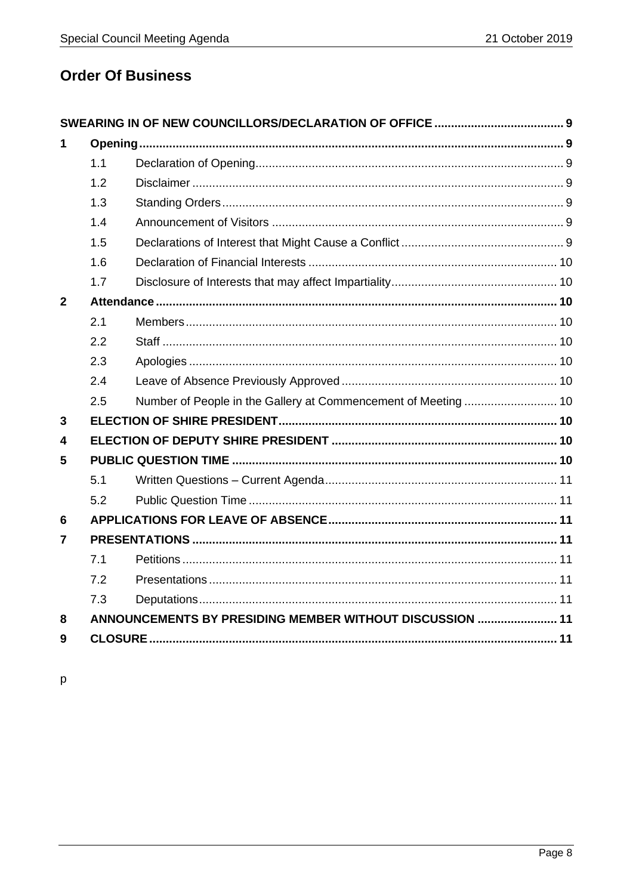## Order Of Business

| | | | |
|---|---|---|---|
| **SWEARING IN OF NEW COUNCILLORS/DECLARATION OF OFFICE** | | | **9** |
| **1** | **Opening** | | **9** |
| | 1.1 | Declaration of Opening | 9 |
| | 1.2 | Disclaimer | 9 |
| | 1.3 | Standing Orders | 9 |
| | 1.4 | Announcement of Visitors | 9 |
| | 1.5 | Declarations of Interest that Might Cause a Conflict | 9 |
| | 1.6 | Declaration of Financial Interests | 10 |
| | 1.7 | Disclosure of Interests that may affect Impartiality | 10 |
| **2** | **Attendance** | | **10** |
| | 2.1 | Members | 10 |
| | 2.2 | Staff | 10 |
| | 2.3 | Apologies | 10 |
| | 2.4 | Leave of Absence Previously Approved | 10 |
| | 2.5 | Number of People in the Gallery at Commencement of Meeting | 10 |
| **3** | **ELECTION OF SHIRE PRESIDENT** | | **10** |
| **4** | **ELECTION OF DEPUTY SHIRE PRESIDENT** | | **10** |
| **5** | **PUBLIC QUESTION TIME** | | **10** |
| | 5.1 | Written Questions – Current Agenda | 11 |
| | 5.2 | Public Question Time | 11 |
| **6** | **APPLICATIONS FOR LEAVE OF ABSENCE** | | **11** |
| **7** | **PRESENTATIONS** | | **11** |
| | 7.1 | Petitions | 11 |
| | 7.2 | Presentations | 11 |
| | 7.3 | Deputations | 11 |
| **8** | **ANNOUNCEMENTS BY PRESIDING MEMBER WITHOUT DISCUSSION** | | **11** |
| **9** | **CLOSURE** | | **11** |

p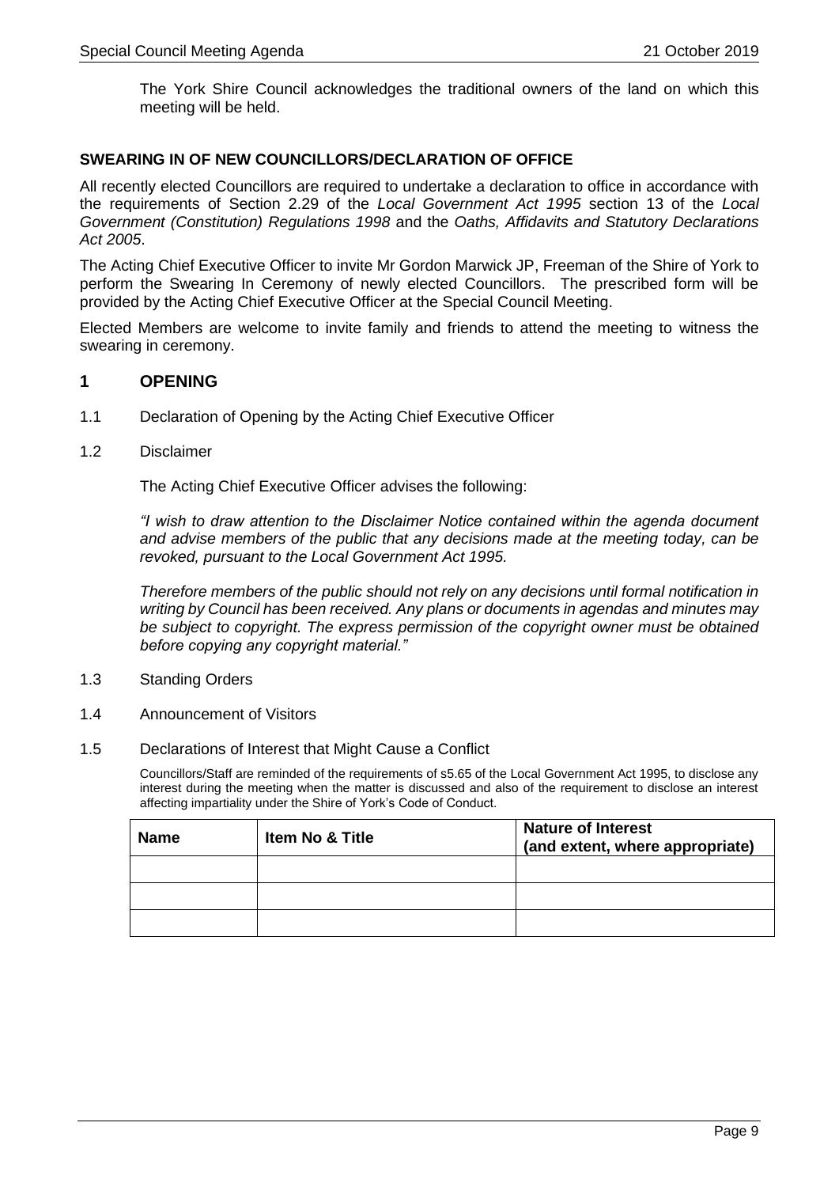The York Shire Council acknowledges the traditional owners of the land on which this meeting will be held.

**SWEARING IN OF NEW COUNCILLORS/DECLARATION OF OFFICE**

All recently elected Councillors are required to undertake a declaration to office in accordance with the requirements of Section 2.29 of the *Local Government Act 1995* section 13 of the *Local Government (Constitution) Regulations 1998* and the *Oaths, Affidavits and Statutory Declarations Act 2005*.

The Acting Chief Executive Officer to invite Mr Gordon Marwick JP, Freeman of the Shire of York to perform the Swearing In Ceremony of newly elected Councillors. The prescribed form will be provided by the Acting Chief Executive Officer at the Special Council Meeting.

Elected Members are welcome to invite family and friends to attend the meeting to witness the swearing in ceremony.

## 1 OPENING

1.1 Declaration of Opening by the Acting Chief Executive Officer

1.2 Disclaimer

The Acting Chief Executive Officer advises the following:

*"I wish to draw attention to the Disclaimer Notice contained within the agenda document and advise members of the public that any decisions made at the meeting today, can be revoked, pursuant to the Local Government Act 1995.*

*Therefore members of the public should not rely on any decisions until formal notification in writing by Council has been received. Any plans or documents in agendas and minutes may be subject to copyright. The express permission of the copyright owner must be obtained before copying any copyright material."*

1.3 Standing Orders

1.4 Announcement of Visitors

1.5 Declarations of Interest that Might Cause a Conflict

Councillors/Staff are reminded of the requirements of s5.65 of the Local Government Act 1995, to disclose any interest during the meeting when the matter is discussed and also of the requirement to disclose an interest affecting impartiality under the Shire of York's Code of Conduct.

| Name | Item No & Title | Nature of Interest (and extent, where appropriate) |
|---|---|---|
| | | |
| | | |
| | | |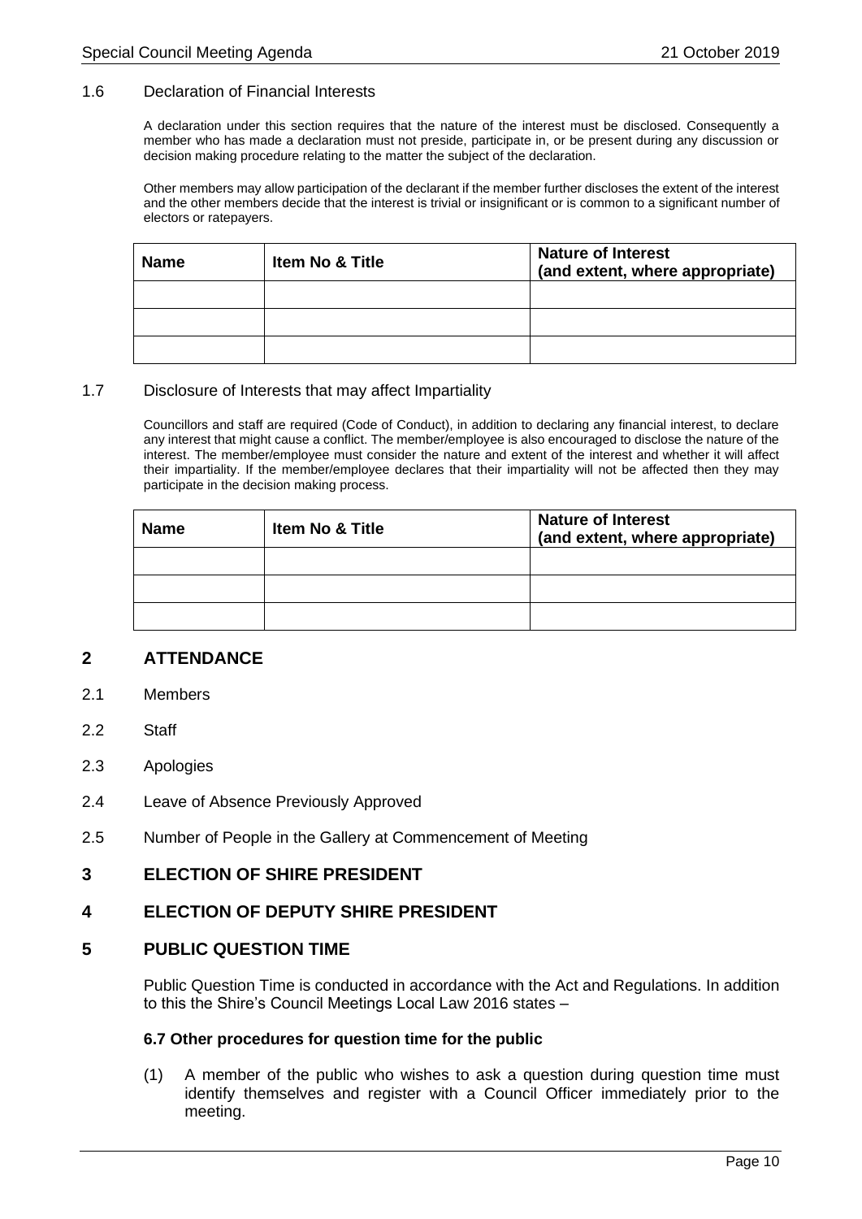### 1.6 Declaration of Financial Interests

A declaration under this section requires that the nature of the interest must be disclosed. Consequently a member who has made a declaration must not preside, participate in, or be present during any discussion or decision making procedure relating to the matter the subject of the declaration.

Other members may allow participation of the declarant if the member further discloses the extent of the interest and the other members decide that the interest is trivial or insignificant or is common to a significant number of electors or ratepayers.

| Name | Item No & Title | Nature of Interest (and extent, where appropriate) |
|---|---|---|
| | | |
| | | |
| | | |

### 1.7 Disclosure of Interests that may affect Impartiality

Councillors and staff are required (Code of Conduct), in addition to declaring any financial interest, to declare any interest that might cause a conflict. The member/employee is also encouraged to disclose the nature of the interest. The member/employee must consider the nature and extent of the interest and whether it will affect their impartiality. If the member/employee declares that their impartiality will not be affected then they may participate in the decision making process.

| Name | Item No & Title | Nature of Interest (and extent, where appropriate) |
|---|---|---|
| | | |
| | | |
| | | |

## 2 ATTENDANCE

2.1 Members

2.2 Staff

2.3 Apologies

2.4 Leave of Absence Previously Approved

2.5 Number of People in the Gallery at Commencement of Meeting

## 3 ELECTION OF SHIRE PRESIDENT

## 4 ELECTION OF DEPUTY SHIRE PRESIDENT

## 5 PUBLIC QUESTION TIME

Public Question Time is conducted in accordance with the Act and Regulations. In addition to this the Shire's Council Meetings Local Law 2016 states –

**6.7 Other procedures for question time for the public**

(1) A member of the public who wishes to ask a question during question time must identify themselves and register with a Council Officer immediately prior to the meeting.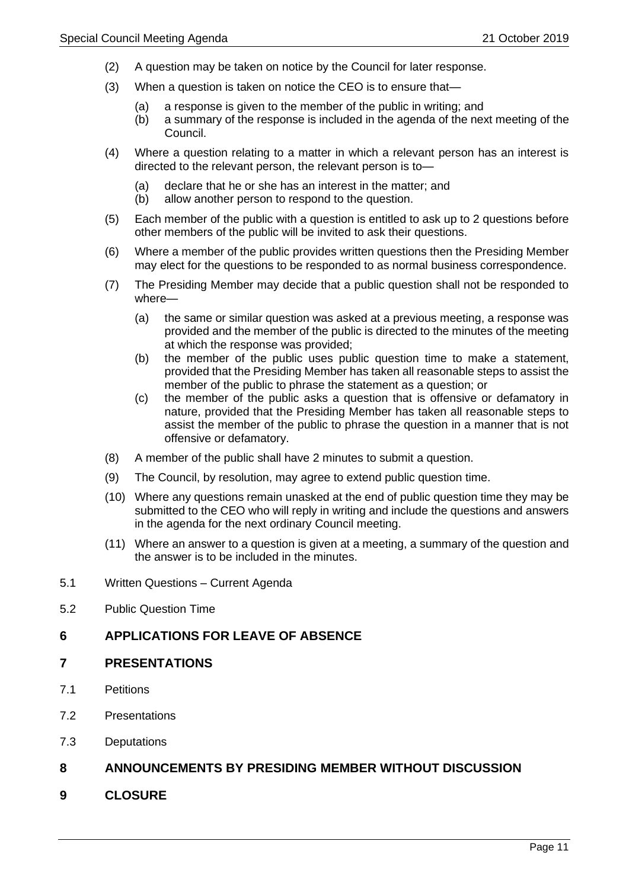(2) A question may be taken on notice by the Council for later response.

(3) When a question is taken on notice the CEO is to ensure that—

  (a) a response is given to the member of the public in writing; and
  (b) a summary of the response is included in the agenda of the next meeting of the Council.

(4) Where a question relating to a matter in which a relevant person has an interest is directed to the relevant person, the relevant person is to—

  (a) declare that he or she has an interest in the matter; and
  (b) allow another person to respond to the question.

(5) Each member of the public with a question is entitled to ask up to 2 questions before other members of the public will be invited to ask their questions.

(6) Where a member of the public provides written questions then the Presiding Member may elect for the questions to be responded to as normal business correspondence.

(7) The Presiding Member may decide that a public question shall not be responded to where—

  (a) the same or similar question was asked at a previous meeting, a response was provided and the member of the public is directed to the minutes of the meeting at which the response was provided;
  (b) the member of the public uses public question time to make a statement, provided that the Presiding Member has taken all reasonable steps to assist the member of the public to phrase the statement as a question; or
  (c) the member of the public asks a question that is offensive or defamatory in nature, provided that the Presiding Member has taken all reasonable steps to assist the member of the public to phrase the question in a manner that is not offensive or defamatory.

(8) A member of the public shall have 2 minutes to submit a question.

(9) The Council, by resolution, may agree to extend public question time.

(10) Where any questions remain unasked at the end of public question time they may be submitted to the CEO who will reply in writing and include the questions and answers in the agenda for the next ordinary Council meeting.

(11) Where an answer to a question is given at a meeting, a summary of the question and the answer is to be included in the minutes.

5.1 Written Questions – Current Agenda

5.2 Public Question Time

## 6 APPLICATIONS FOR LEAVE OF ABSENCE

## 7 PRESENTATIONS

7.1 Petitions

7.2 Presentations

7.3 Deputations

## 8 ANNOUNCEMENTS BY PRESIDING MEMBER WITHOUT DISCUSSION

## 9 CLOSURE